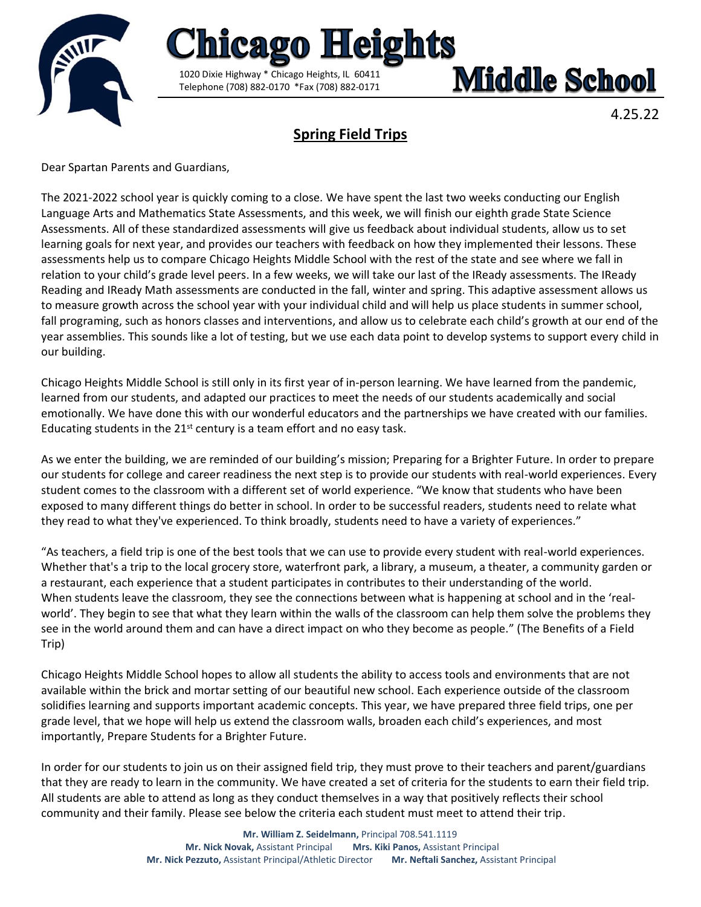# Chicago Heights Middle School

1020 Dixie Highway * Chicago Heights, IL 60411
Telephone (708) 882-0170 *Fax (708) 882-0171

4.25.22

## Spring Field Trips

Dear Spartan Parents and Guardians,

The 2021-2022 school year is quickly coming to a close. We have spent the last two weeks conducting our English Language Arts and Mathematics State Assessments, and this week, we will finish our eighth grade State Science Assessments. All of these standardized assessments will give us feedback about individual students, allow us to set learning goals for next year, and provides our teachers with feedback on how they implemented their lessons. These assessments help us to compare Chicago Heights Middle School with the rest of the state and see where we fall in relation to your child's grade level peers. In a few weeks, we will take our last of the IReady assessments. The IReady Reading and IReady Math assessments are conducted in the fall, winter and spring. This adaptive assessment allows us to measure growth across the school year with your individual child and will help us place students in summer school, fall programing, such as honors classes and interventions, and allow us to celebrate each child's growth at our end of the year assemblies. This sounds like a lot of testing, but we use each data point to develop systems to support every child in our building.

Chicago Heights Middle School is still only in its first year of in-person learning. We have learned from the pandemic, learned from our students, and adapted our practices to meet the needs of our students academically and social emotionally. We have done this with our wonderful educators and the partnerships we have created with our families. Educating students in the 21st century is a team effort and no easy task.

As we enter the building, we are reminded of our building's mission; Preparing for a Brighter Future. In order to prepare our students for college and career readiness the next step is to provide our students with real-world experiences. Every student comes to the classroom with a different set of world experience. "We know that students who have been exposed to many different things do better in school. In order to be successful readers, students need to relate what they read to what they've experienced. To think broadly, students need to have a variety of experiences."

"As teachers, a field trip is one of the best tools that we can use to provide every student with real-world experiences. Whether that's a trip to the local grocery store, waterfront park, a library, a museum, a theater, a community garden or a restaurant, each experience that a student participates in contributes to their understanding of the world. When students leave the classroom, they see the connections between what is happening at school and in the 'real-world'. They begin to see that what they learn within the walls of the classroom can help them solve the problems they see in the world around them and can have a direct impact on who they become as people." (The Benefits of a Field Trip)

Chicago Heights Middle School hopes to allow all students the ability to access tools and environments that are not available within the brick and mortar setting of our beautiful new school. Each experience outside of the classroom solidifies learning and supports important academic concepts. This year, we have prepared three field trips, one per grade level, that we hope will help us extend the classroom walls, broaden each child's experiences, and most importantly, Prepare Students for a Brighter Future.

In order for our students to join us on their assigned field trip, they must prove to their teachers and parent/guardians that they are ready to learn in the community. We have created a set of criteria for the students to earn their field trip. All students are able to attend as long as they conduct themselves in a way that positively reflects their school community and their family. Please see below the criteria each student must meet to attend their trip.

**Mr. William Z. Seidelmann,** Principal 708.541.1119
**Mr. Nick Novak,** Assistant Principal **Mrs. Kiki Panos,** Assistant Principal
**Mr. Nick Pezzuto,** Assistant Principal/Athletic Director **Mr. Neftali Sanchez,** Assistant Principal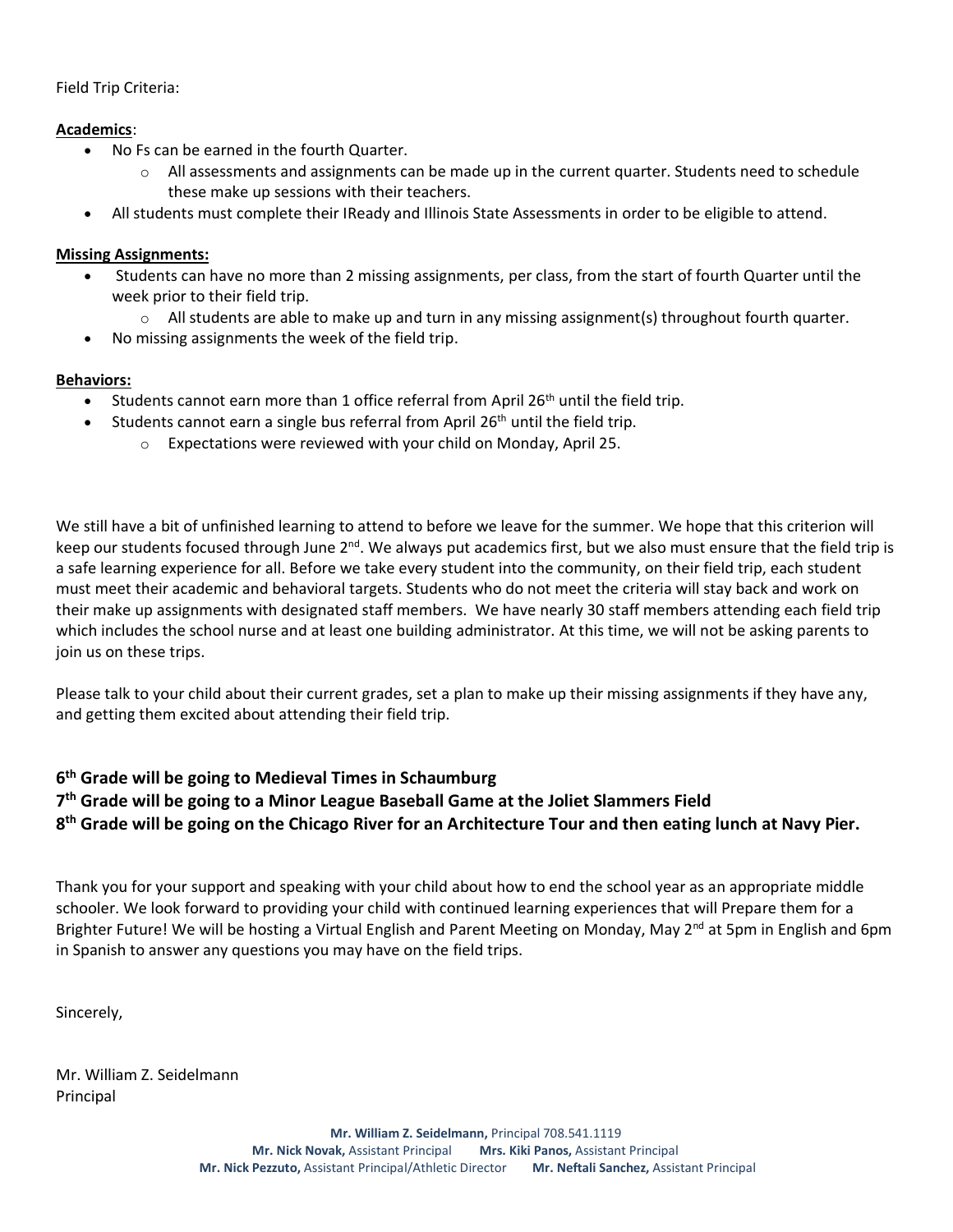Field Trip Criteria:

**Academics**:

- No Fs can be earned in the fourth Quarter.
    - All assessments and assignments can be made up in the current quarter. Students need to schedule these make up sessions with their teachers.
- All students must complete their IReady and Illinois State Assessments in order to be eligible to attend.

**Missing Assignments:**

- Students can have no more than 2 missing assignments, per class, from the start of fourth Quarter until the week prior to their field trip.
    - All students are able to make up and turn in any missing assignment(s) throughout fourth quarter.
- No missing assignments the week of the field trip.

**Behaviors:**

- Students cannot earn more than 1 office referral from April 26th until the field trip.
- Students cannot earn a single bus referral from April 26th until the field trip.
    - Expectations were reviewed with your child on Monday, April 25.

We still have a bit of unfinished learning to attend to before we leave for the summer. We hope that this criterion will keep our students focused through June 2nd. We always put academics first, but we also must ensure that the field trip is a safe learning experience for all. Before we take every student into the community, on their field trip, each student must meet their academic and behavioral targets. Students who do not meet the criteria will stay back and work on their make up assignments with designated staff members. We have nearly 30 staff members attending each field trip which includes the school nurse and at least one building administrator. At this time, we will not be asking parents to join us on these trips.

Please talk to your child about their current grades, set a plan to make up their missing assignments if they have any, and getting them excited about attending their field trip.

**6th Grade will be going to Medieval Times in Schaumburg**
**7th Grade will be going to a Minor League Baseball Game at the Joliet Slammers Field**
**8th Grade will be going on the Chicago River for an Architecture Tour and then eating lunch at Navy Pier.**

Thank you for your support and speaking with your child about how to end the school year as an appropriate middle schooler. We look forward to providing your child with continued learning experiences that will Prepare them for a Brighter Future! We will be hosting a Virtual English and Parent Meeting on Monday, May 2nd at 5pm in English and 6pm in Spanish to answer any questions you may have on the field trips.

Sincerely,

Mr. William Z. Seidelmann
Principal

**Mr. William Z. Seidelmann,** Principal 708.541.1119
**Mr. Nick Novak,** Assistant Principal **Mrs. Kiki Panos,** Assistant Principal
**Mr. Nick Pezzuto,** Assistant Principal/Athletic Director **Mr. Neftali Sanchez,** Assistant Principal